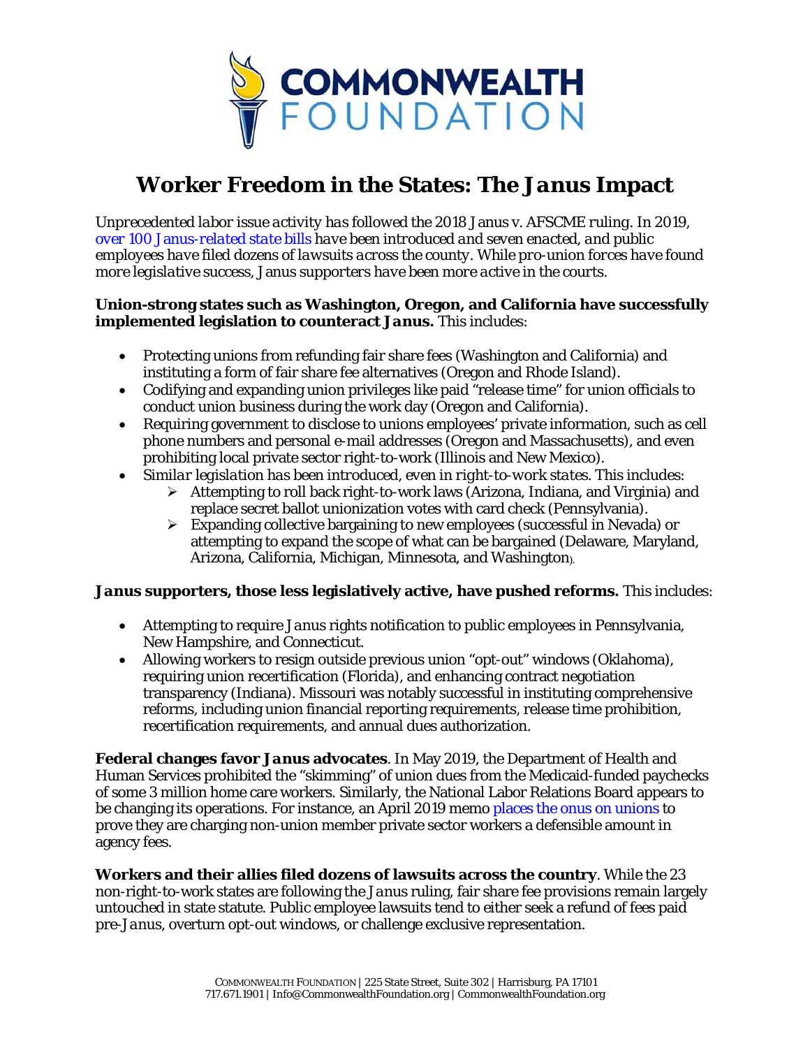**COMMONWEALTH FOUNDATION**

# Worker Freedom in the States: The *Janus* Impact

*Unprecedented labor issue activity has followed the 2018 Janus v. AFSCME ruling. In 2019, over 100 Janus-related state bills have been introduced and seven enacted, and public employees have filed dozens of lawsuits across the county. While pro-union forces have found more legislative success, Janus supporters have been more active in the courts.*

**Union-strong states such as Washington, Oregon, and California have successfully implemented legislation to counteract *Janus*.** This includes:

- Protecting unions from refunding fair share fees (Washington and California) and instituting a form of fair share fee alternatives (Oregon and Rhode Island).
- Codifying and expanding union privileges like paid "release time" for union officials to conduct union business during the work day (Oregon and California).
- Requiring government to disclose to unions employees' private information, such as cell phone numbers and personal e-mail addresses (Oregon and Massachusetts), and even prohibiting local private sector right-to-work (Illinois and New Mexico).
- *Similar legislation has been introduced, even in right-to-work states.* This includes:
  - Attempting to roll back right-to-work laws (Arizona, Indiana, and Virginia) and replace secret ballot unionization votes with card check (Pennsylvania).
  - Expanding collective bargaining to new employees (successful in Nevada) or attempting to expand the scope of what can be bargained (Delaware, Maryland, Arizona, California, Michigan, Minnesota, and Washington).

***Janus* supporters, those less legislatively active, have pushed reforms.** This includes:

- Attempting to require *Janus* rights notification to public employees in Pennsylvania, New Hampshire, and Connecticut.
- Allowing workers to resign outside previous union "opt-out" windows (Oklahoma), requiring union recertification (Florida), and enhancing contract negotiation transparency (Indiana). Missouri was notably successful in instituting comprehensive reforms, including union financial reporting requirements, release time prohibition, recertification requirements, and annual dues authorization.

**Federal changes favor *Janus* advocates**. In May 2019, the Department of Health and Human Services prohibited the "skimming" of union dues from the Medicaid-funded paychecks of some 3 million home care workers. Similarly, the National Labor Relations Board appears to be changing its operations. For instance, an April 2019 memo places the onus on unions to prove they are charging non-union member private sector workers a defensible amount in agency fees.

**Workers and their allies filed dozens of lawsuits across the country**. While the 23 non-right-to-work states are following the *Janus* ruling, fair share fee provisions remain largely untouched in state statute. Public employee lawsuits tend to either seek a refund of fees paid pre-*Janus*, overturn opt-out windows, or challenge exclusive representation.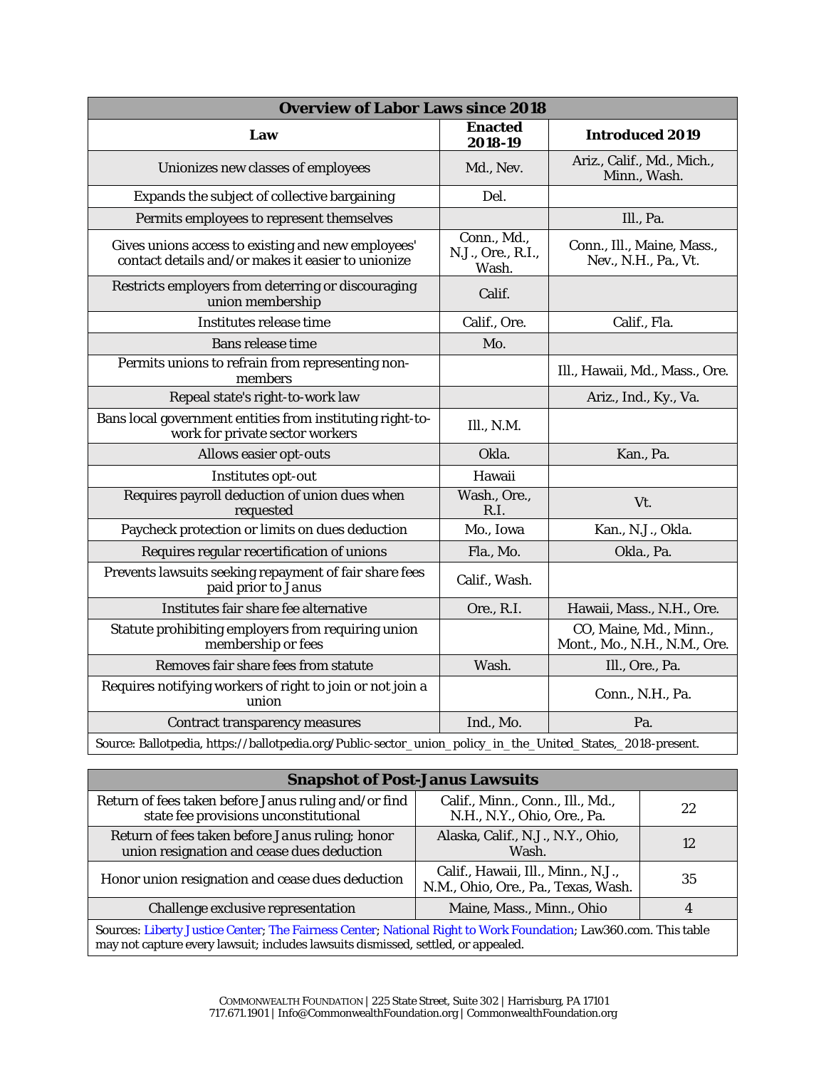| Overview of Labor Laws since 2018 | | |
|---|---|---|
| **Law** | **Enacted 2018-19** | **Introduced 2019** |
| Unionizes new classes of employees | Md., Nev. | Ariz., Calif., Md., Mich., Minn., Wash. |
| Expands the subject of collective bargaining | Del. | |
| Permits employees to represent themselves | | Ill., Pa. |
| Gives unions access to existing and new employees' contact details and/or makes it easier to unionize | Conn., Md., N.J., Ore., R.I., Wash. | Conn., Ill., Maine, Mass., Nev., N.H., Pa., Vt. |
| Restricts employers from deterring or discouraging union membership | Calif. | |
| Institutes release time | Calif., Ore. | Calif., Fla. |
| Bans release time | Mo. | |
| Permits unions to refrain from representing non-members | | Ill., Hawaii, Md., Mass., Ore. |
| Repeal state's right-to-work law | | Ariz., Ind., Ky., Va. |
| Bans local government entities from instituting right-to-work for private sector workers | Ill., N.M. | |
| Allows easier opt-outs | Okla. | Kan., Pa. |
| Institutes opt-out | Hawaii | |
| Requires payroll deduction of union dues when requested | Wash., Ore., R.I. | Vt. |
| Paycheck protection or limits on dues deduction | Mo., Iowa | Kan., N.J., Okla. |
| Requires regular recertification of unions | Fla., Mo. | Okla., Pa. |
| Prevents lawsuits seeking repayment of fair share fees paid prior to *Janus* | Calif., Wash. | |
| Institutes fair share fee alternative | Ore., R.I. | Hawaii, Mass., N.H., Ore. |
| Statute prohibiting employers from requiring union membership or fees | | CO, Maine, Md., Minn., Mont., Mo., N.H., N.M., Ore. |
| Removes fair share fees from statute | Wash. | Ill., Ore., Pa. |
| Requires notifying workers of right to join or not join a union | | Conn., N.H., Pa. |
| Contract transparency measures | Ind., Mo. | Pa. |

Source: Ballotpedia, https://ballotpedia.org/Public-sector_union_policy_in_the_United_States,_2018-present.

| Snapshot of Post-Janus Lawsuits | | |
|---|---|---|
| Return of fees taken before *Janus* ruling and/or find state fee provisions unconstitutional | Calif., Minn., Conn., Ill., Md., N.H., N.Y., Ohio, Ore., Pa. | 22 |
| Return of fees taken before *Janus* ruling; honor union resignation and cease dues deduction | Alaska, Calif., N.J., N.Y., Ohio, Wash. | 12 |
| Honor union resignation and cease dues deduction | Calif., Hawaii, Ill., Minn., N.J., N.M., Ohio, Ore., Pa., Texas, Wash. | 35 |
| Challenge exclusive representation | Maine, Mass., Minn., Ohio | 4 |

Sources: Liberty Justice Center; The Fairness Center; National Right to Work Foundation; Law360.com. This table may not capture every lawsuit; includes lawsuits dismissed, settled, or appealed.

COMMONWEALTH FOUNDATION | 225 State Street, Suite 302 | Harrisburg, PA 17101
717.671.1901 | Info@CommonwealthFoundation.org | CommonwealthFoundation.org